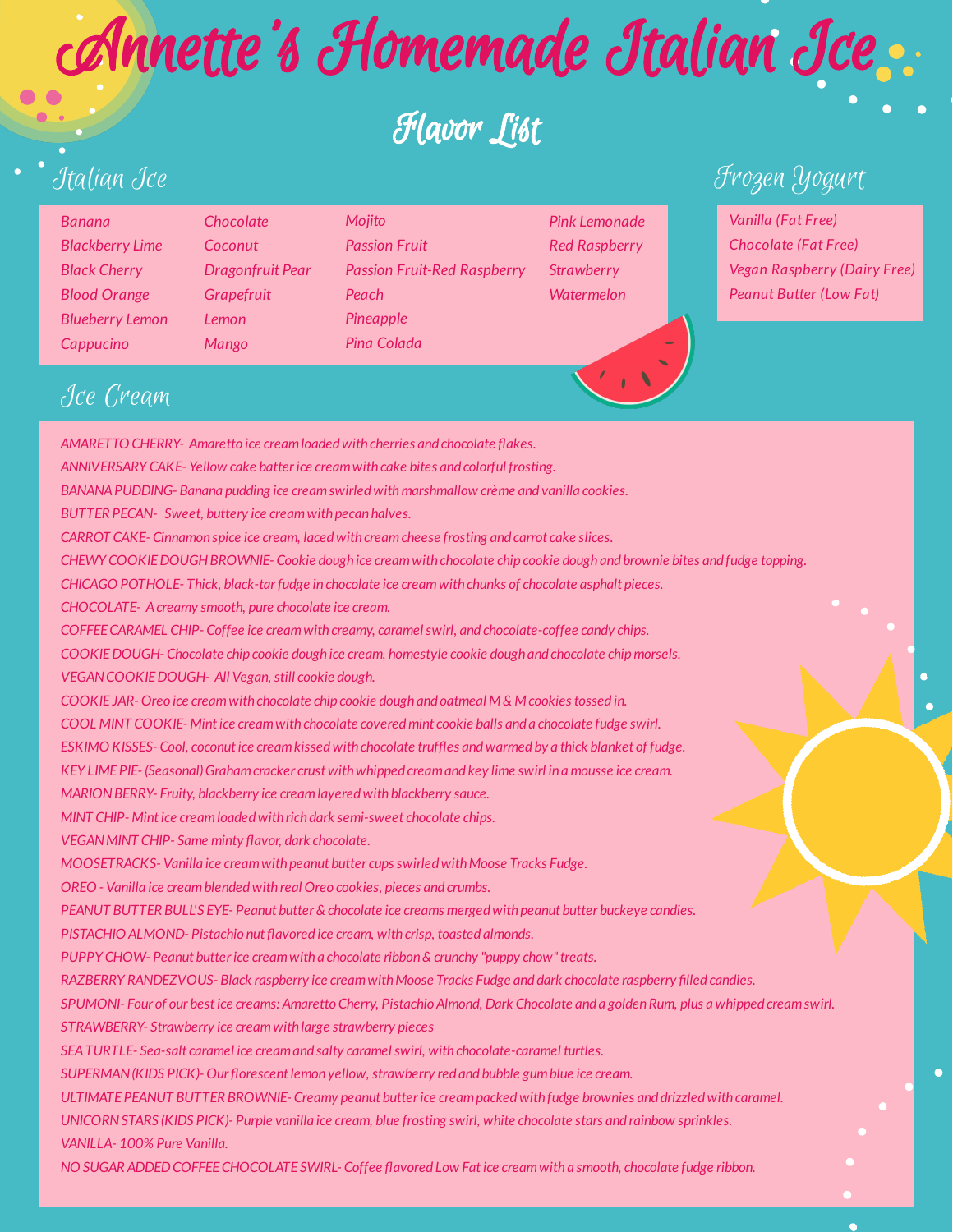# Annette's Homemade Italian Ice

## Flavor List

### Italian Ice

- Banana
- Blackberry Lime
- Black Cherry
- Blood Orange
- Blueberry Lemon
- Cappucino
- Chocolate
- Coconut
- Dragonfruit Pear
- Grapefruit
- Lemon
- Mango
- Mojito
- Passion Fruit
- Passion Fruit-Red Raspberry
- Peach
- Pineapple
- Pina Colada
- Pink Lemonade
- Red Raspberry
- Strawberry
- Watermelon

### Frozen Yogurt

- Vanilla (Fat Free)
- Chocolate (Fat Free)
- Vegan Raspberry (Dairy Free)
- Peanut Butter (Low Fat)

### Ice Cream

AMARETTO CHERRY- Amaretto ice cream loaded with cherries and chocolate flakes.

ANNIVERSARY CAKE- Yellow cake batter ice cream with cake bites and colorful frosting.

BANANA PUDDING- Banana pudding ice cream swirled with marshmallow crème and vanilla cookies.

BUTTER PECAN- Sweet, buttery ice cream with pecan halves.

CARROT CAKE- Cinnamon spice ice cream, laced with cream cheese frosting and carrot cake slices.

CHEWY COOKIE DOUGH BROWNIE- Cookie dough ice cream with chocolate chip cookie dough and brownie bites and fudge topping.

CHICAGO POTHOLE- Thick, black-tar fudge in chocolate ice cream with chunks of chocolate asphalt pieces.

CHOCOLATE- A creamy smooth, pure chocolate ice cream.

COFFEE CARAMEL CHIP- Coffee ice cream with creamy, caramel swirl, and chocolate-coffee candy chips.

COOKIE DOUGH- Chocolate chip cookie dough ice cream, homestyle cookie dough and chocolate chip morsels.

VEGAN COOKIE DOUGH- All Vegan, still cookie dough.

COOKIE JAR- Oreo ice cream with chocolate chip cookie dough and oatmeal M & M cookies tossed in.

COOL MINT COOKIE- Mint ice cream with chocolate covered mint cookie balls and a chocolate fudge swirl.

ESKIMO KISSES- Cool, coconut ice cream kissed with chocolate truffles and warmed by a thick blanket of fudge.

KEY LIME PIE- (Seasonal) Graham cracker crust with whipped cream and key lime swirl in a mousse ice cream.

MARION BERRY- Fruity, blackberry ice cream layered with blackberry sauce.

MINT CHIP- Mint ice cream loaded with rich dark semi-sweet chocolate chips.

VEGAN MINT CHIP- Same minty flavor, dark chocolate.

MOOSETRACKS- Vanilla ice cream with peanut butter cups swirled with Moose Tracks Fudge.

OREO - Vanilla ice cream blended with real Oreo cookies, pieces and crumbs.

PEANUT BUTTER BULL'S EYE- Peanut butter & chocolate ice creams merged with peanut butter buckeye candies.

PISTACHIO ALMOND- Pistachio nut flavored ice cream, with crisp, toasted almonds.

PUPPY CHOW- Peanut butter ice cream with a chocolate ribbon & crunchy "puppy chow" treats.

RAZBERRY RANDEZVOUS- Black raspberry ice cream with Moose Tracks Fudge and dark chocolate raspberry filled candies.

SPUMONI- Four of our best ice creams: Amaretto Cherry, Pistachio Almond, Dark Chocolate and a golden Rum, plus a whipped cream swirl.

STRAWBERRY- Strawberry ice cream with large strawberry pieces

SEA TURTLE- Sea-salt caramel ice cream and salty caramel swirl, with chocolate-caramel turtles.

SUPERMAN (KIDS PICK)- Our florescent lemon yellow, strawberry red and bubble gum blue ice cream.

ULTIMATE PEANUT BUTTER BROWNIE- Creamy peanut butter ice cream packed with fudge brownies and drizzled with caramel.

UNICORN STARS (KIDS PICK)- Purple vanilla ice cream, blue frosting swirl, white chocolate stars and rainbow sprinkles.

VANILLA- 100% Pure Vanilla.

NO SUGAR ADDED COFFEE CHOCOLATE SWIRL- Coffee flavored Low Fat ice cream with a smooth, chocolate fudge ribbon.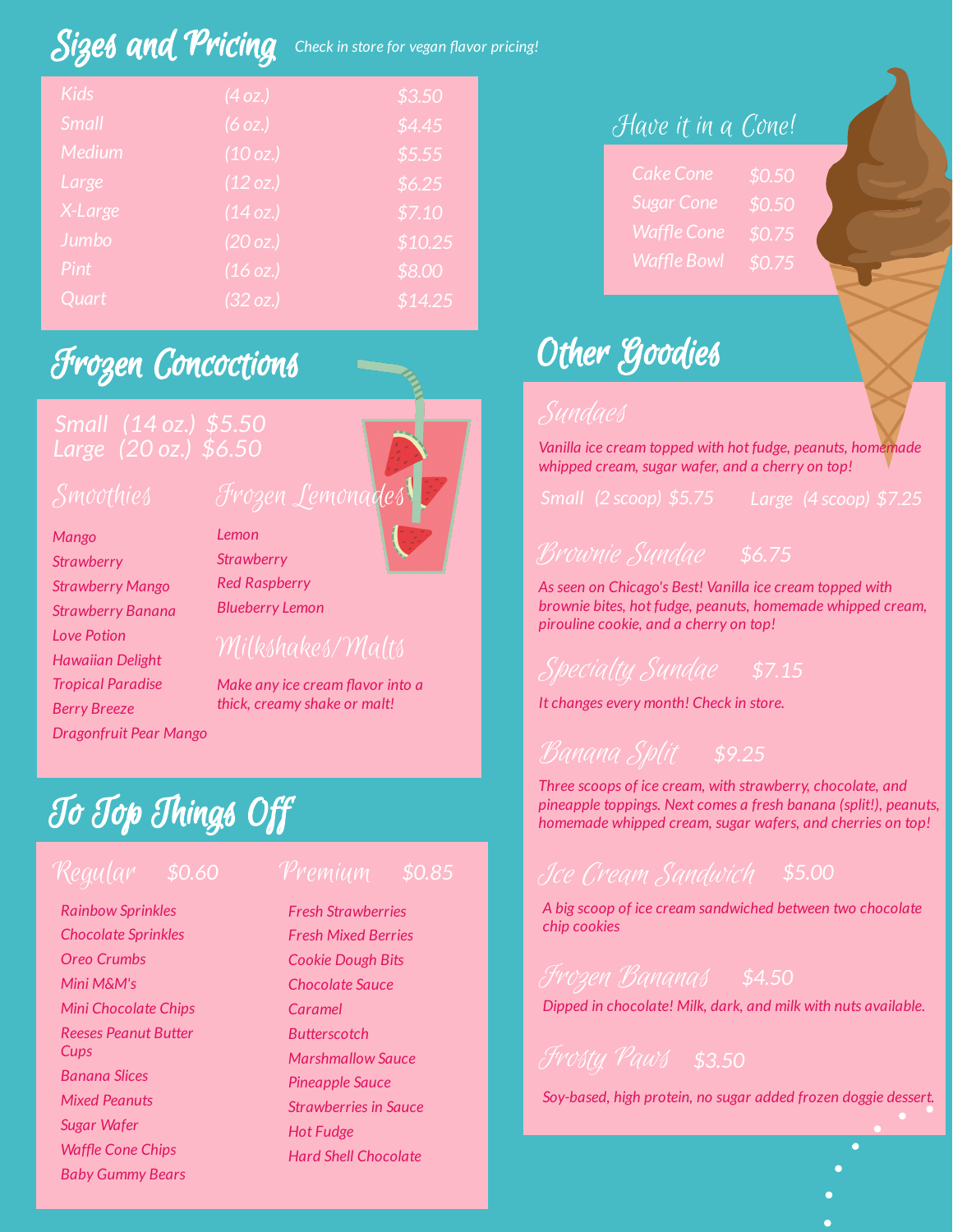## Sizes and Pricing

*Check in store for vegan flavor pricing!*

| | | |
|---|---|---|
| Kids | (4 oz.) | $3.50 |
| Small | (6 oz.) | $4.45 |
| Medium | (10 oz.) | $5.55 |
| Large | (12 oz.) | $6.25 |
| X-Large | (14 oz.) | $7.10 |
| Jumbo | (20 oz.) | $10.25 |
| Pint | (16 oz.) | $8.00 |
| Quart | (32 oz.) | $14.25 |

## Have it in a Cone!

| | |
|---|---|
| Cake Cone | $0.50 |
| Sugar Cone | $0.50 |
| Waffle Cone | $0.75 |
| Waffle Bowl | $0.75 |

## Frozen Concoctions

Small (14 oz.) $5.50
Large (20 oz.) $6.50

### Smoothies

- Mango
- Strawberry
- Strawberry Mango
- Strawberry Banana
- Love Potion
- Hawaiian Delight
- Tropical Paradise
- Berry Breeze
- Dragonfruit Pear Mango

### Frozen Lemonades

- Lemon
- Strawberry
- Red Raspberry
- Blueberry Lemon

### Milkshakes/Malts

*Make any ice cream flavor into a thick, creamy shake or malt!*

## To Top Things Off

### Regular $0.60

- Rainbow Sprinkles
- Chocolate Sprinkles
- Oreo Crumbs
- Mini M&M's
- Mini Chocolate Chips
- Reeses Peanut Butter Cups
- Banana Slices
- Mixed Peanuts
- Sugar Wafer
- Waffle Cone Chips
- Baby Gummy Bears

### Premium $0.85

- Fresh Strawberries
- Fresh Mixed Berries
- Cookie Dough Bits
- Chocolate Sauce
- Caramel
- Butterscotch
- Marshmallow Sauce
- Pineapple Sauce
- Strawberries in Sauce
- Hot Fudge
- Hard Shell Chocolate

## Other Goodies

### Sundaes

*Vanilla ice cream topped with hot fudge, peanuts, homemade whipped cream, sugar wafer, and a cherry on top!*

Small (2 scoop) $5.75 Large (4 scoop) $7.25

### Brownie Sundae $6.75

*As seen on Chicago's Best! Vanilla ice cream topped with brownie bites, hot fudge, peanuts, homemade whipped cream, pirouline cookie, and a cherry on top!*

### Specialty Sundae $7.15

*It changes every month! Check in store.*

### Banana Split $9.25

*Three scoops of ice cream, with strawberry, chocolate, and pineapple toppings. Next comes a fresh banana (split!), peanuts, homemade whipped cream, sugar wafers, and cherries on top!*

### Ice Cream Sandwich $5.00

*A big scoop of ice cream sandwiched between two chocolate chip cookies*

### Frozen Bananas $4.50

*Dipped in chocolate! Milk, dark, and milk with nuts available.*

### Frosty Paws $3.50

*Soy-based, high protein, no sugar added frozen doggie dessert.*